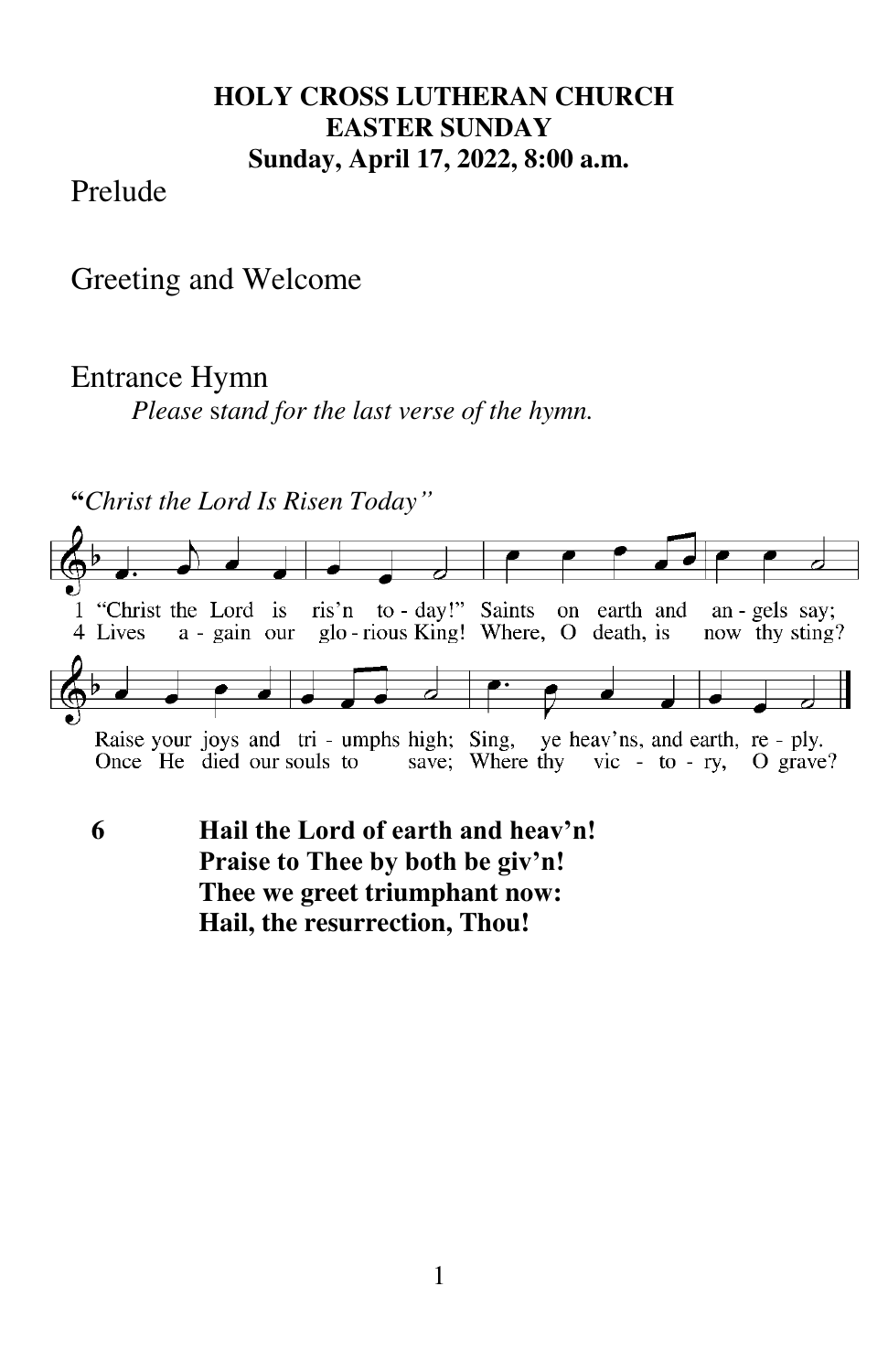**HOLY CROSS LUTHERAN CHURCH**
**EASTER SUNDAY**
**Sunday, April 17, 2022, 8:00 a.m.**

Prelude

Greeting and Welcome

Entrance Hymn

*Please stand for the last verse of the hymn.*

**"***Christ the Lord Is Risen Today"*

1 "Christ the Lord is ris'n to - day!" Saints on earth and an - gels say;
Raise your joys and tri - umphs high; Sing, ye heav'ns, and earth, re - ply.

4 Lives a - gain our glo - rious King! Where, O death, is now thy sting?
Once He died our souls to save; Where thy vic - to - ry, O grave?

**6 Hail the Lord of earth and heav'n!**
**Praise to Thee by both be giv'n!**
**Thee we greet triumphant now:**
**Hail, the resurrection, Thou!**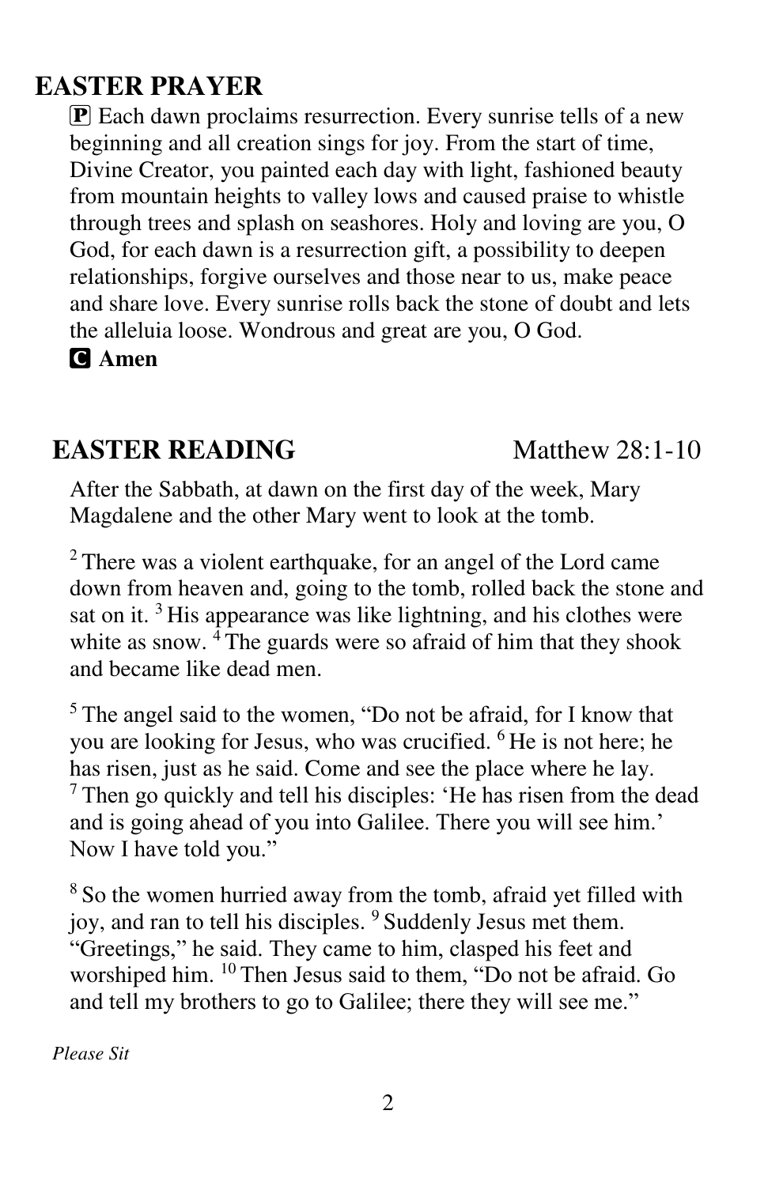## EASTER PRAYER

P Each dawn proclaims resurrection. Every sunrise tells of a new beginning and all creation sings for joy. From the start of time, Divine Creator, you painted each day with light, fashioned beauty from mountain heights to valley lows and caused praise to whistle through trees and splash on seashores. Holy and loving are you, O God, for each dawn is a resurrection gift, a possibility to deepen relationships, forgive ourselves and those near to us, make peace and share love. Every sunrise rolls back the stone of doubt and lets the alleluia loose. Wondrous and great are you, O God.

**C Amen**

## EASTER READING — Matthew 28:1-10

After the Sabbath, at dawn on the first day of the week, Mary Magdalene and the other Mary went to look at the tomb.

[2] There was a violent earthquake, for an angel of the Lord came down from heaven and, going to the tomb, rolled back the stone and sat on it. [3] His appearance was like lightning, and his clothes were white as snow. [4] The guards were so afraid of him that they shook and became like dead men.

[5] The angel said to the women, "Do not be afraid, for I know that you are looking for Jesus, who was crucified. [6] He is not here; he has risen, just as he said. Come and see the place where he lay. [7] Then go quickly and tell his disciples: 'He has risen from the dead and is going ahead of you into Galilee. There you will see him.' Now I have told you."

[8] So the women hurried away from the tomb, afraid yet filled with joy, and ran to tell his disciples. [9] Suddenly Jesus met them. "Greetings," he said. They came to him, clasped his feet and worshiped him. [10] Then Jesus said to them, "Do not be afraid. Go and tell my brothers to go to Galilee; there they will see me."

*Please Sit*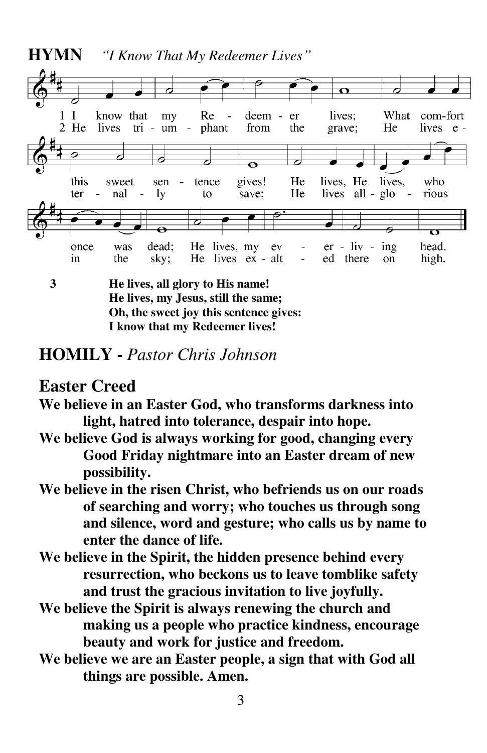## HYMN *"I Know That My Redeemer Lives"*

1 I know that my Re - deem - er lives; What com-fort this sweet sen - tence gives! He lives, He lives, who once was dead; He lives, my ev - er - liv - ing head.

2 He lives tri - um - phant from the grave; He lives e - ter - nal - ly to save; He lives all - glo - rious in the sky; He lives ex - alt - ed there on high.

3 **He lives, all glory to His name!**
**He lives, my Jesus, still the same;**
**Oh, the sweet joy this sentence gives:**
**I know that my Redeemer lives!**

## HOMILY - *Pastor Chris Johnson*

## Easter Creed

**We believe in an Easter God, who transforms darkness into light, hatred into tolerance, despair into hope.**

**We believe God is always working for good, changing every Good Friday nightmare into an Easter dream of new possibility.**

**We believe in the risen Christ, who befriends us on our roads of searching and worry; who touches us through song and silence, word and gesture; who calls us by name to enter the dance of life.**

**We believe in the Spirit, the hidden presence behind every resurrection, who beckons us to leave tomblike safety and trust the gracious invitation to live joyfully.**

**We believe the Spirit is always renewing the church and making us a people who practice kindness, encourage beauty and work for justice and freedom.**

**We believe we are an Easter people, a sign that with God all things are possible. Amen.**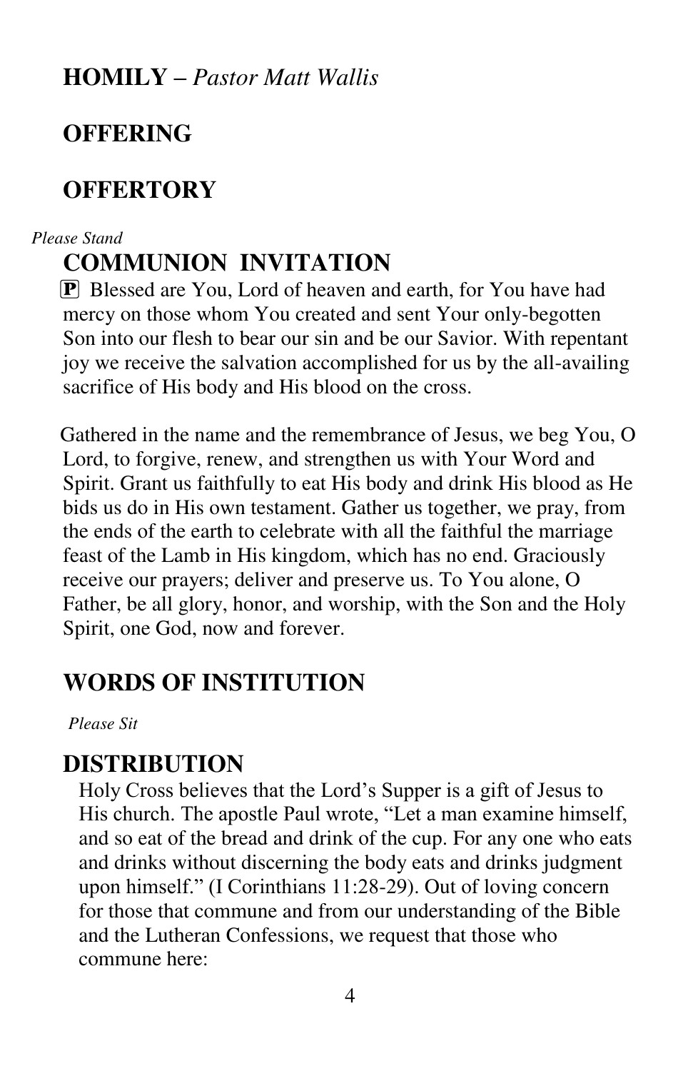## **HOMILY –** *Pastor Matt Wallis*

## OFFERING

## OFFERTORY

*Please Stand*

## COMMUNION INVITATION

P Blessed are You, Lord of heaven and earth, for You have had mercy on those whom You created and sent Your only-begotten Son into our flesh to bear our sin and be our Savior. With repentant joy we receive the salvation accomplished for us by the all-availing sacrifice of His body and His blood on the cross.

Gathered in the name and the remembrance of Jesus, we beg You, O Lord, to forgive, renew, and strengthen us with Your Word and Spirit. Grant us faithfully to eat His body and drink His blood as He bids us do in His own testament. Gather us together, we pray, from the ends of the earth to celebrate with all the faithful the marriage feast of the Lamb in His kingdom, which has no end. Graciously receive our prayers; deliver and preserve us. To You alone, O Father, be all glory, honor, and worship, with the Son and the Holy Spirit, one God, now and forever.

## WORDS OF INSTITUTION

*Please Sit*

## DISTRIBUTION

Holy Cross believes that the Lord's Supper is a gift of Jesus to His church. The apostle Paul wrote, "Let a man examine himself, and so eat of the bread and drink of the cup. For any one who eats and drinks without discerning the body eats and drinks judgment upon himself." (I Corinthians 11:28-29). Out of loving concern for those that commune and from our understanding of the Bible and the Lutheran Confessions, we request that those who commune here: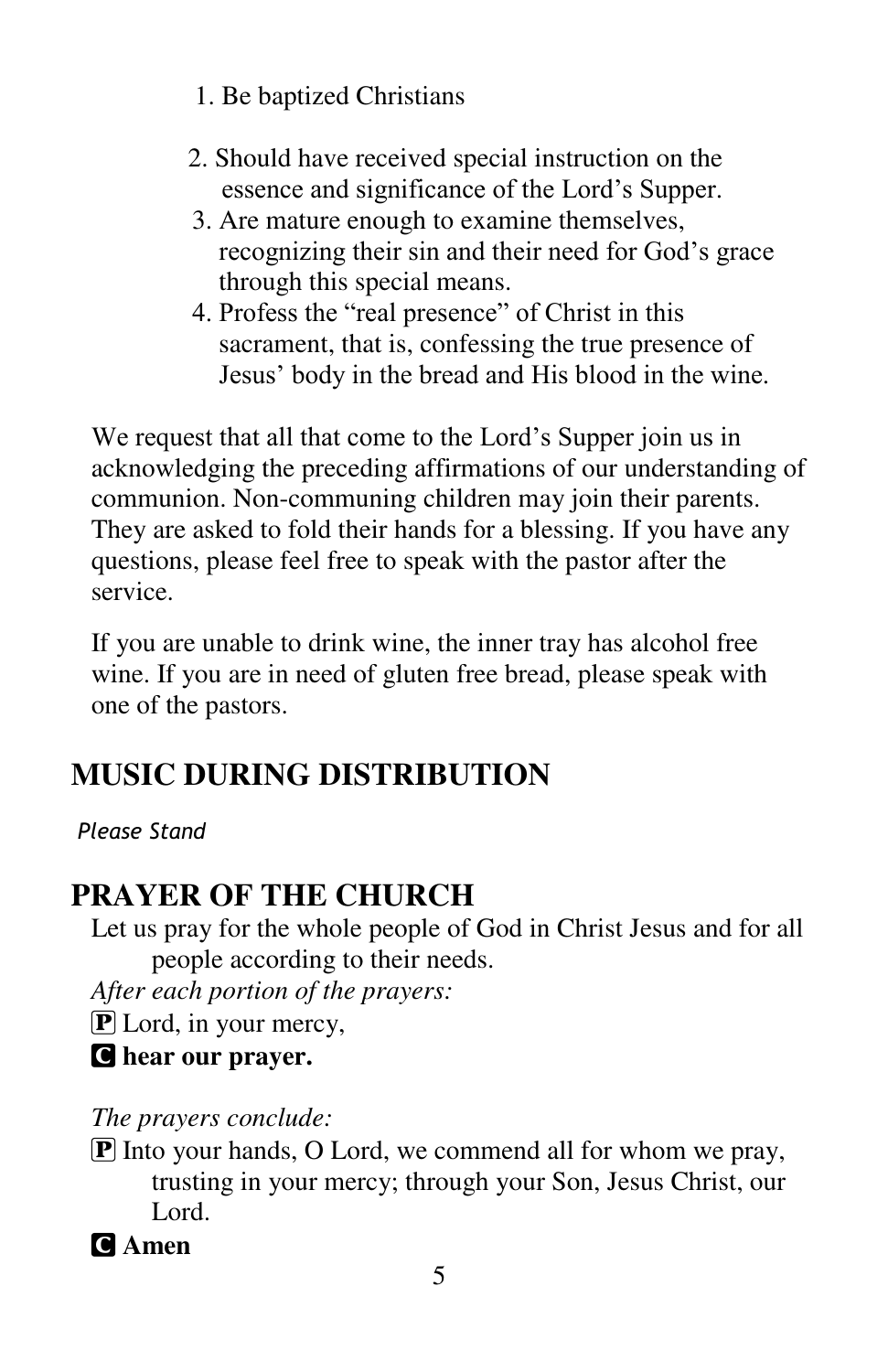1. Be baptized Christians
2. Should have received special instruction on the essence and significance of the Lord's Supper.
3. Are mature enough to examine themselves, recognizing their sin and their need for God's grace through this special means.
4. Profess the "real presence" of Christ in this sacrament, that is, confessing the true presence of Jesus' body in the bread and His blood in the wine.

We request that all that come to the Lord's Supper join us in acknowledging the preceding affirmations of our understanding of communion. Non-communing children may join their parents. They are asked to fold their hands for a blessing. If you have any questions, please feel free to speak with the pastor after the service.

If you are unable to drink wine, the inner tray has alcohol free wine. If you are in need of gluten free bread, please speak with one of the pastors.

## MUSIC DURING DISTRIBUTION

*Please Stand*

## PRAYER OF THE CHURCH

Let us pray for the whole people of God in Christ Jesus and for all people according to their needs.

*After each portion of the prayers:*

P Lord, in your mercy,

**C hear our prayer.**

*The prayers conclude:*

P Into your hands, O Lord, we commend all for whom we pray, trusting in your mercy; through your Son, Jesus Christ, our Lord.

**C Amen**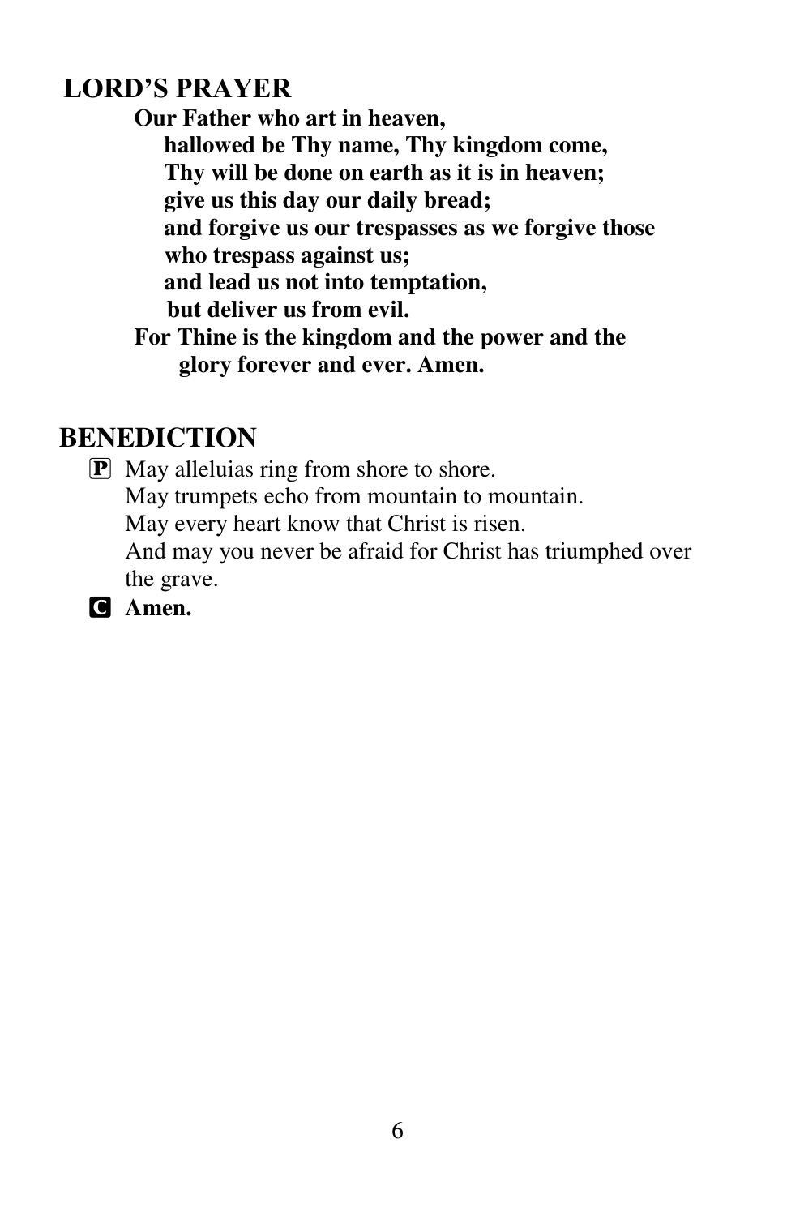## LORD'S PRAYER

**Our Father who art in heaven,**
**hallowed be Thy name, Thy kingdom come,**
**Thy will be done on earth as it is in heaven;**
**give us this day our daily bread;**
**and forgive us our trespasses as we forgive those who trespass against us;**
**and lead us not into temptation,**
**but deliver us from evil.**
**For Thine is the kingdom and the power and the glory forever and ever. Amen.**

## BENEDICTION

P May alleluias ring from shore to shore.
May trumpets echo from mountain to mountain.
May every heart know that Christ is risen.
And may you never be afraid for Christ has triumphed over the grave.

**C Amen.**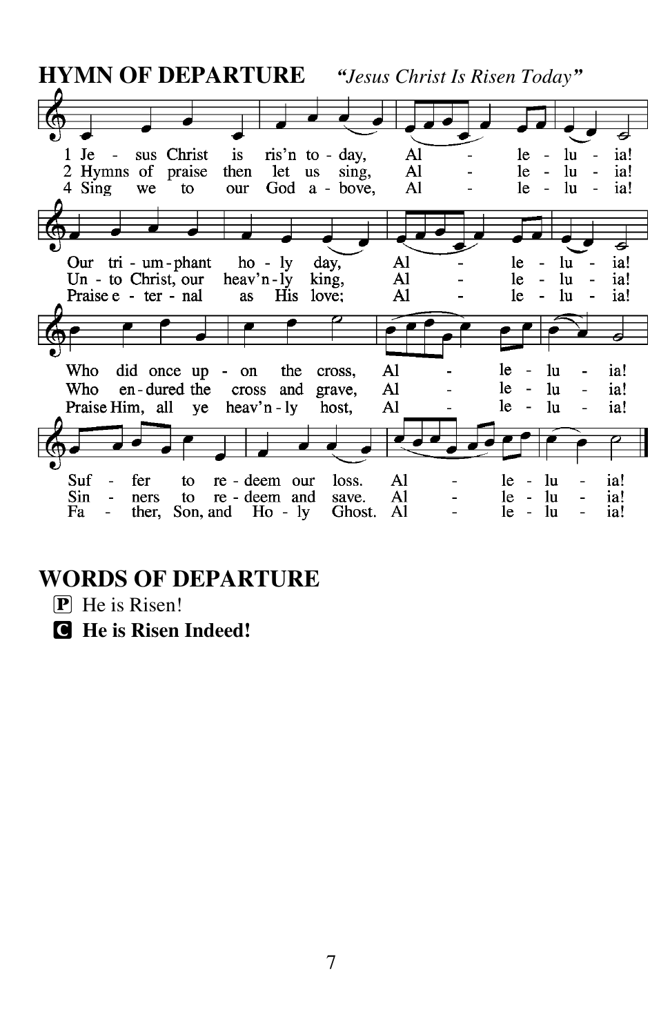## HYMN OF DEPARTURE *"Jesus Christ Is Risen Today"*

1 Jesus Christ is ris'n today, Alleluia!
Our triumphant holy day, Alleluia!
Who did once upon the cross, Alleluia!
Suffer to redeem our loss. Alleluia!

2 Hymns of praise then let us sing, Alleluia!
Unto Christ, our heav'nly king, Alleluia!
Who endured the cross and grave, Alleluia!
Sinners to redeem and save. Alleluia!

4 Sing we to our God above, Alleluia!
Praise eternal as His love; Alleluia!
Praise Him, all ye heav'nly host, Alleluia!
Father, Son, and Holy Ghost. Alleluia!

## WORDS OF DEPARTURE

P He is Risen!

**C He is Risen Indeed!**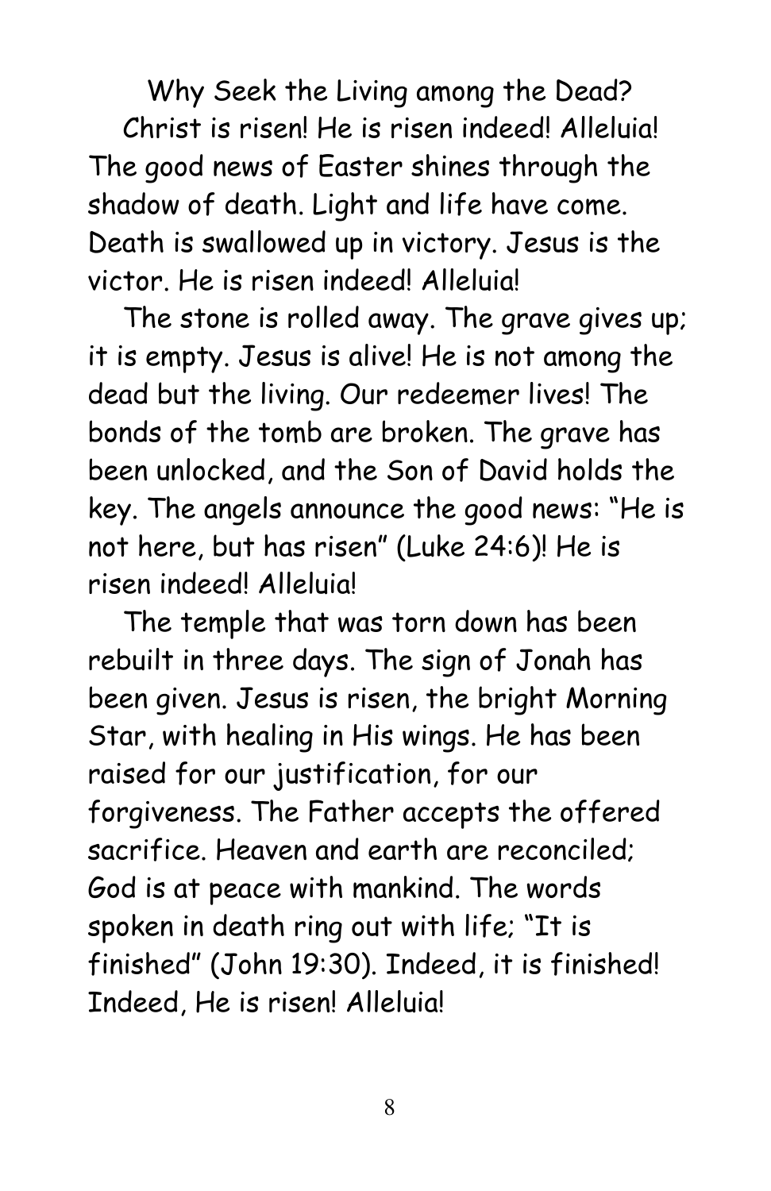# Why Seek the Living among the Dead?

Christ is risen! He is risen indeed! Alleluia! The good news of Easter shines through the shadow of death. Light and life have come. Death is swallowed up in victory. Jesus is the victor. He is risen indeed! Alleluia!

The stone is rolled away. The grave gives up; it is empty. Jesus is alive! He is not among the dead but the living. Our redeemer lives! The bonds of the tomb are broken. The grave has been unlocked, and the Son of David holds the key. The angels announce the good news: "He is not here, but has risen" (Luke 24:6)! He is risen indeed! Alleluia!

The temple that was torn down has been rebuilt in three days. The sign of Jonah has been given. Jesus is risen, the bright Morning Star, with healing in His wings. He has been raised for our justification, for our forgiveness. The Father accepts the offered sacrifice. Heaven and earth are reconciled; God is at peace with mankind. The words spoken in death ring out with life; "It is finished" (John 19:30). Indeed, it is finished! Indeed, He is risen! Alleluia!